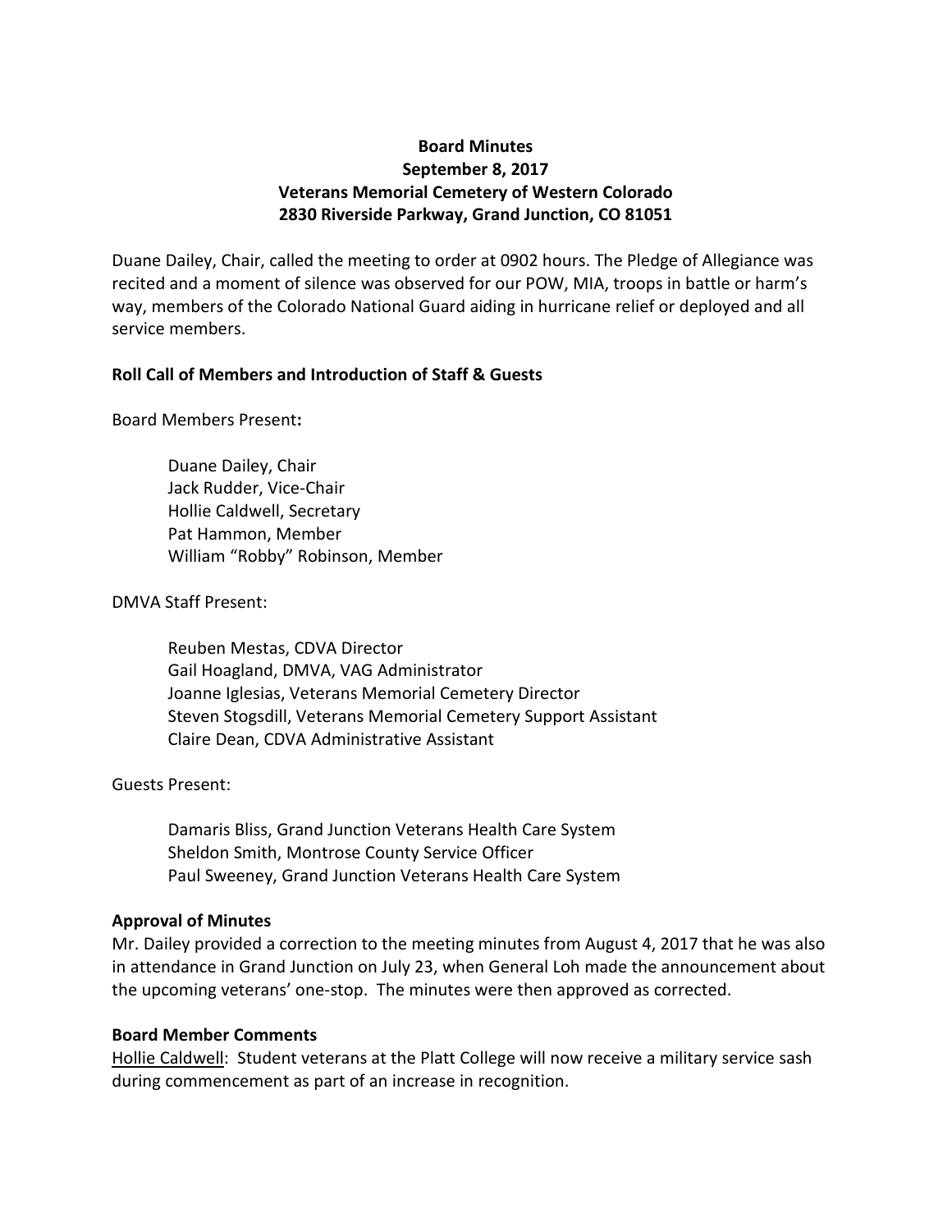**Board Minutes**
**September 8, 2017**
**Veterans Memorial Cemetery of Western Colorado**
**2830 Riverside Parkway, Grand Junction, CO 81051**

Duane Dailey, Chair, called the meeting to order at 0902 hours. The Pledge of Allegiance was recited and a moment of silence was observed for our POW, MIA, troops in battle or harm's way, members of the Colorado National Guard aiding in hurricane relief or deployed and all service members.

**Roll Call of Members and Introduction of Staff & Guests**

Board Members Present**:**

Duane Dailey, Chair
Jack Rudder, Vice-Chair
Hollie Caldwell, Secretary
Pat Hammon, Member
William "Robby" Robinson, Member

DMVA Staff Present:

Reuben Mestas, CDVA Director
Gail Hoagland, DMVA, VAG Administrator
Joanne Iglesias, Veterans Memorial Cemetery Director
Steven Stogsdill, Veterans Memorial Cemetery Support Assistant
Claire Dean, CDVA Administrative Assistant

Guests Present:

Damaris Bliss, Grand Junction Veterans Health Care System
Sheldon Smith, Montrose County Service Officer
Paul Sweeney, Grand Junction Veterans Health Care System

**Approval of Minutes**
Mr. Dailey provided a correction to the meeting minutes from August 4, 2017 that he was also in attendance in Grand Junction on July 23, when General Loh made the announcement about the upcoming veterans' one-stop. The minutes were then approved as corrected.

**Board Member Comments**
Hollie Caldwell: Student veterans at the Platt College will now receive a military service sash during commencement as part of an increase in recognition.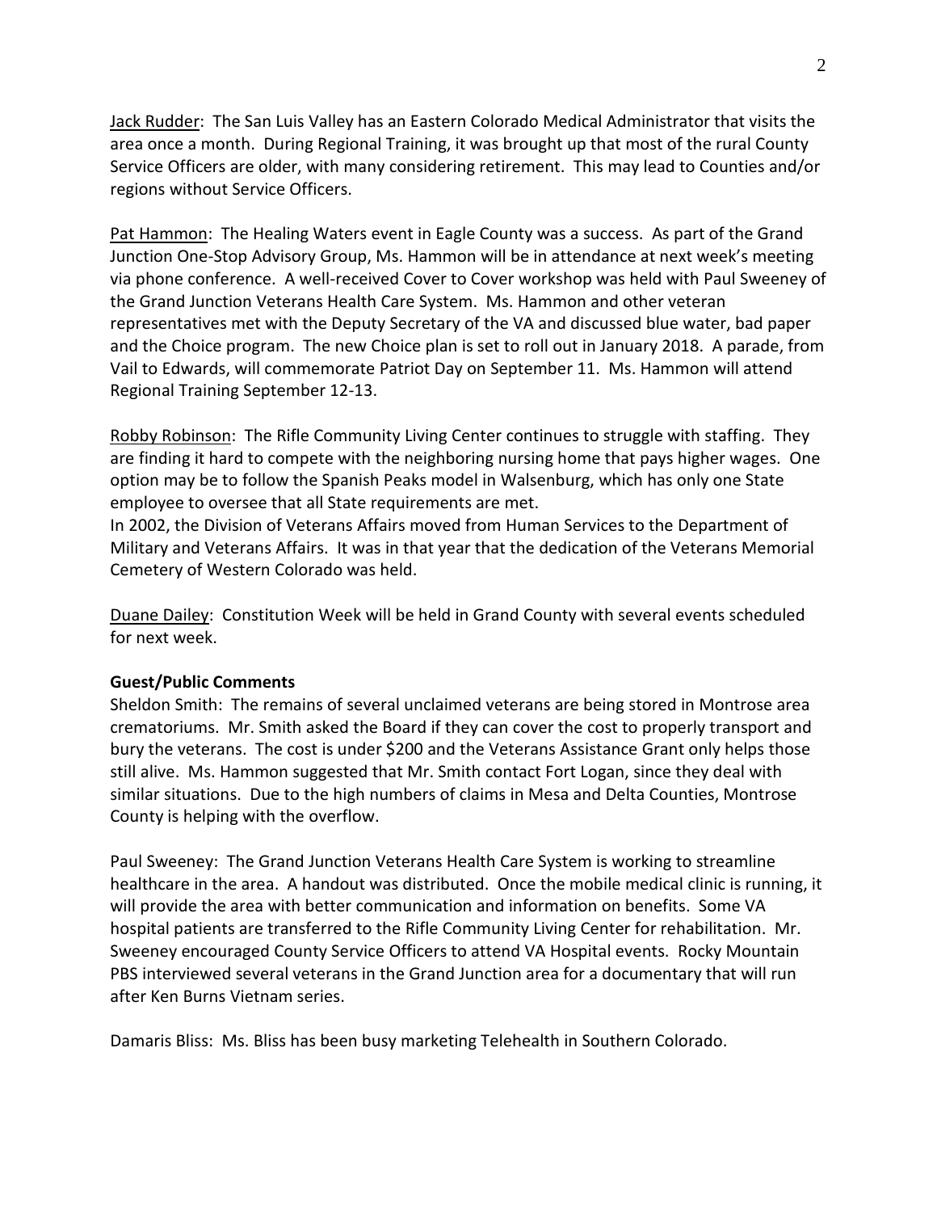<u>Jack Rudder</u>: The San Luis Valley has an Eastern Colorado Medical Administrator that visits the area once a month. During Regional Training, it was brought up that most of the rural County Service Officers are older, with many considering retirement. This may lead to Counties and/or regions without Service Officers.

<u>Pat Hammon</u>: The Healing Waters event in Eagle County was a success. As part of the Grand Junction One-Stop Advisory Group, Ms. Hammon will be in attendance at next week's meeting via phone conference. A well-received Cover to Cover workshop was held with Paul Sweeney of the Grand Junction Veterans Health Care System. Ms. Hammon and other veteran representatives met with the Deputy Secretary of the VA and discussed blue water, bad paper and the Choice program. The new Choice plan is set to roll out in January 2018. A parade, from Vail to Edwards, will commemorate Patriot Day on September 11. Ms. Hammon will attend Regional Training September 12-13.

<u>Robby Robinson</u>: The Rifle Community Living Center continues to struggle with staffing. They are finding it hard to compete with the neighboring nursing home that pays higher wages. One option may be to follow the Spanish Peaks model in Walsenburg, which has only one State employee to oversee that all State requirements are met.
In 2002, the Division of Veterans Affairs moved from Human Services to the Department of Military and Veterans Affairs. It was in that year that the dedication of the Veterans Memorial Cemetery of Western Colorado was held.

<u>Duane Dailey</u>: Constitution Week will be held in Grand County with several events scheduled for next week.

**Guest/Public Comments**

Sheldon Smith: The remains of several unclaimed veterans are being stored in Montrose area crematoriums. Mr. Smith asked the Board if they can cover the cost to properly transport and bury the veterans. The cost is under $200 and the Veterans Assistance Grant only helps those still alive. Ms. Hammon suggested that Mr. Smith contact Fort Logan, since they deal with similar situations. Due to the high numbers of claims in Mesa and Delta Counties, Montrose County is helping with the overflow.

Paul Sweeney: The Grand Junction Veterans Health Care System is working to streamline healthcare in the area. A handout was distributed. Once the mobile medical clinic is running, it will provide the area with better communication and information on benefits. Some VA hospital patients are transferred to the Rifle Community Living Center for rehabilitation. Mr. Sweeney encouraged County Service Officers to attend VA Hospital events. Rocky Mountain PBS interviewed several veterans in the Grand Junction area for a documentary that will run after Ken Burns Vietnam series.

Damaris Bliss: Ms. Bliss has been busy marketing Telehealth in Southern Colorado.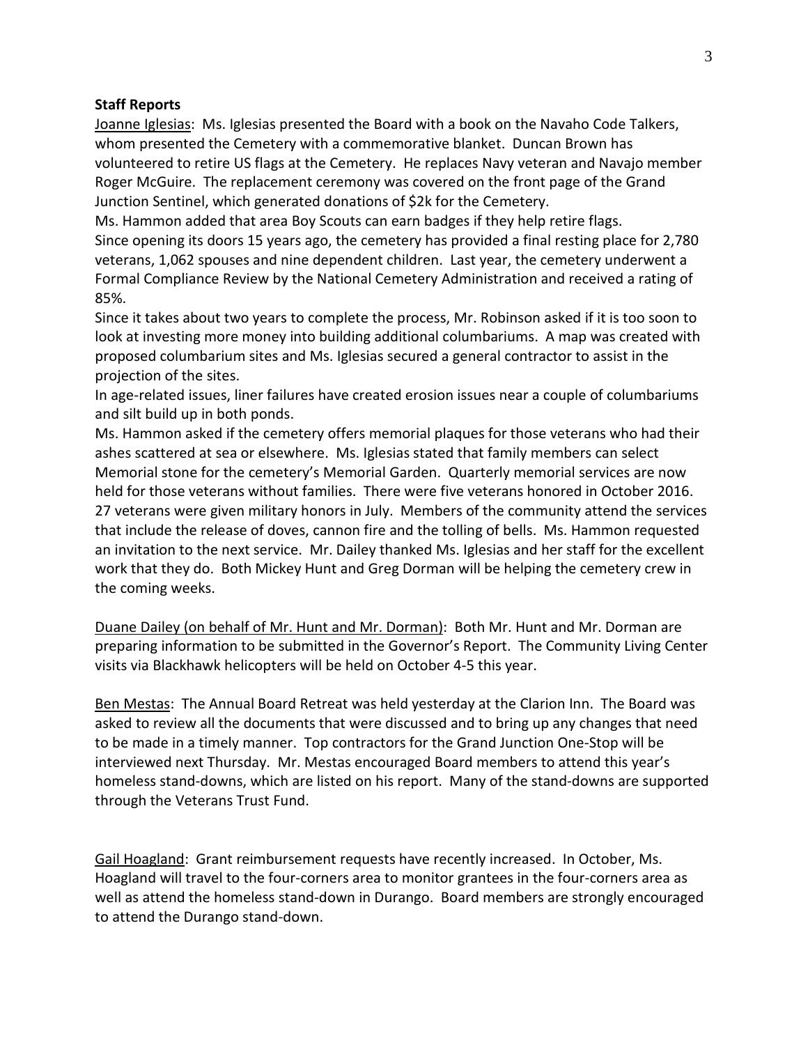**Staff Reports**

Joanne Iglesias: Ms. Iglesias presented the Board with a book on the Navaho Code Talkers, whom presented the Cemetery with a commemorative blanket. Duncan Brown has volunteered to retire US flags at the Cemetery. He replaces Navy veteran and Navajo member Roger McGuire. The replacement ceremony was covered on the front page of the Grand Junction Sentinel, which generated donations of $2k for the Cemetery.

Ms. Hammon added that area Boy Scouts can earn badges if they help retire flags.

Since opening its doors 15 years ago, the cemetery has provided a final resting place for 2,780 veterans, 1,062 spouses and nine dependent children. Last year, the cemetery underwent a Formal Compliance Review by the National Cemetery Administration and received a rating of 85%.

Since it takes about two years to complete the process, Mr. Robinson asked if it is too soon to look at investing more money into building additional columbariums. A map was created with proposed columbarium sites and Ms. Iglesias secured a general contractor to assist in the projection of the sites.

In age-related issues, liner failures have created erosion issues near a couple of columbariums and silt build up in both ponds.

Ms. Hammon asked if the cemetery offers memorial plaques for those veterans who had their ashes scattered at sea or elsewhere. Ms. Iglesias stated that family members can select Memorial stone for the cemetery's Memorial Garden. Quarterly memorial services are now held for those veterans without families. There were five veterans honored in October 2016. 27 veterans were given military honors in July. Members of the community attend the services that include the release of doves, cannon fire and the tolling of bells. Ms. Hammon requested an invitation to the next service. Mr. Dailey thanked Ms. Iglesias and her staff for the excellent work that they do. Both Mickey Hunt and Greg Dorman will be helping the cemetery crew in the coming weeks.

Duane Dailey (on behalf of Mr. Hunt and Mr. Dorman): Both Mr. Hunt and Mr. Dorman are preparing information to be submitted in the Governor's Report. The Community Living Center visits via Blackhawk helicopters will be held on October 4-5 this year.

Ben Mestas: The Annual Board Retreat was held yesterday at the Clarion Inn. The Board was asked to review all the documents that were discussed and to bring up any changes that need to be made in a timely manner. Top contractors for the Grand Junction One-Stop will be interviewed next Thursday. Mr. Mestas encouraged Board members to attend this year's homeless stand-downs, which are listed on his report. Many of the stand-downs are supported through the Veterans Trust Fund.

Gail Hoagland: Grant reimbursement requests have recently increased. In October, Ms. Hoagland will travel to the four-corners area to monitor grantees in the four-corners area as well as attend the homeless stand-down in Durango. Board members are strongly encouraged to attend the Durango stand-down.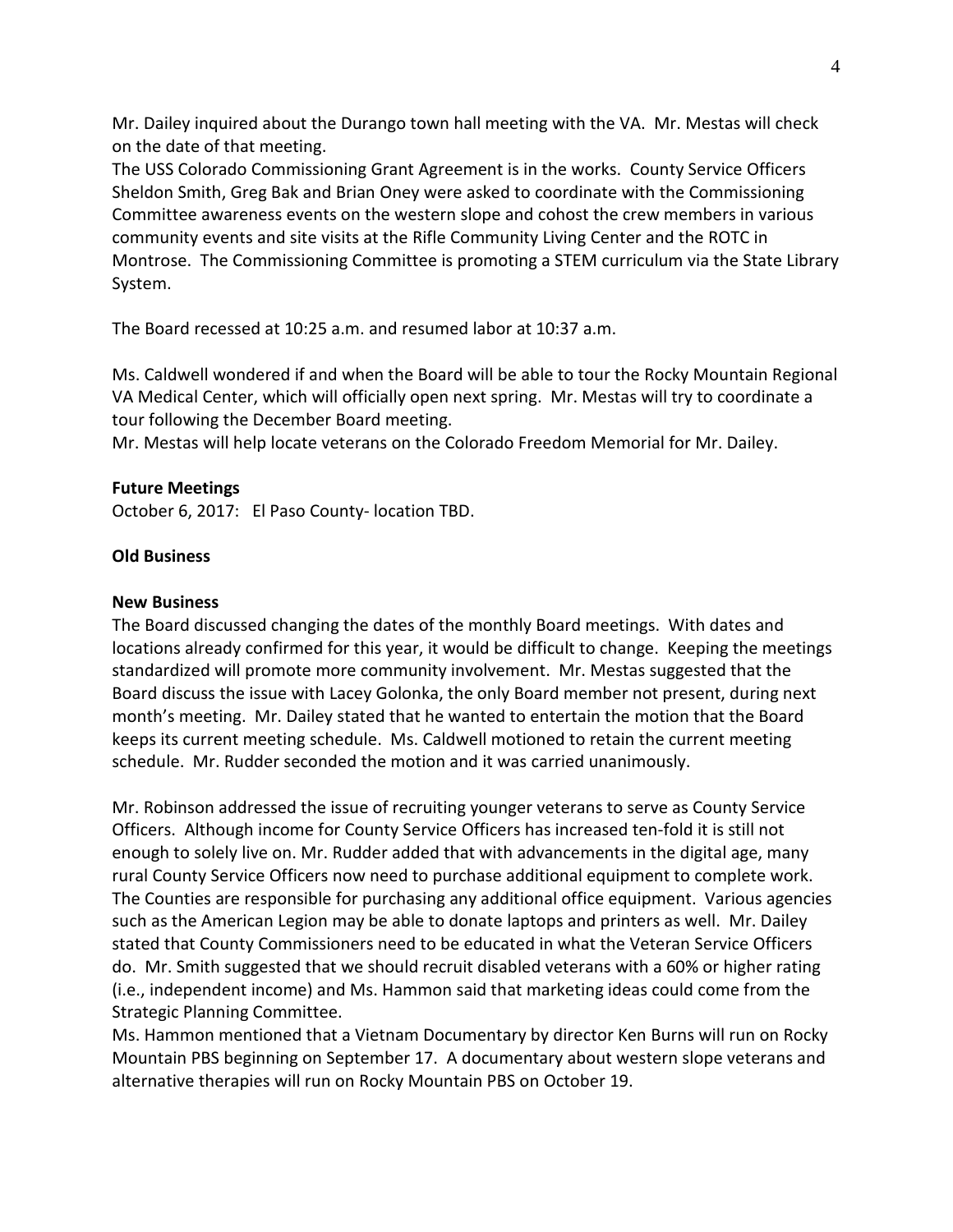Mr. Dailey inquired about the Durango town hall meeting with the VA. Mr. Mestas will check on the date of that meeting.
The USS Colorado Commissioning Grant Agreement is in the works. County Service Officers Sheldon Smith, Greg Bak and Brian Oney were asked to coordinate with the Commissioning Committee awareness events on the western slope and cohost the crew members in various community events and site visits at the Rifle Community Living Center and the ROTC in Montrose. The Commissioning Committee is promoting a STEM curriculum via the State Library System.

The Board recessed at 10:25 a.m. and resumed labor at 10:37 a.m.

Ms. Caldwell wondered if and when the Board will be able to tour the Rocky Mountain Regional VA Medical Center, which will officially open next spring. Mr. Mestas will try to coordinate a tour following the December Board meeting.
Mr. Mestas will help locate veterans on the Colorado Freedom Memorial for Mr. Dailey.

**Future Meetings**
October 6, 2017: El Paso County- location TBD.

**Old Business**

**New Business**
The Board discussed changing the dates of the monthly Board meetings. With dates and locations already confirmed for this year, it would be difficult to change. Keeping the meetings standardized will promote more community involvement. Mr. Mestas suggested that the Board discuss the issue with Lacey Golonka, the only Board member not present, during next month's meeting. Mr. Dailey stated that he wanted to entertain the motion that the Board keeps its current meeting schedule. Ms. Caldwell motioned to retain the current meeting schedule. Mr. Rudder seconded the motion and it was carried unanimously.

Mr. Robinson addressed the issue of recruiting younger veterans to serve as County Service Officers. Although income for County Service Officers has increased ten-fold it is still not enough to solely live on. Mr. Rudder added that with advancements in the digital age, many rural County Service Officers now need to purchase additional equipment to complete work. The Counties are responsible for purchasing any additional office equipment. Various agencies such as the American Legion may be able to donate laptops and printers as well. Mr. Dailey stated that County Commissioners need to be educated in what the Veteran Service Officers do. Mr. Smith suggested that we should recruit disabled veterans with a 60% or higher rating (i.e., independent income) and Ms. Hammon said that marketing ideas could come from the Strategic Planning Committee.
Ms. Hammon mentioned that a Vietnam Documentary by director Ken Burns will run on Rocky Mountain PBS beginning on September 17. A documentary about western slope veterans and alternative therapies will run on Rocky Mountain PBS on October 19.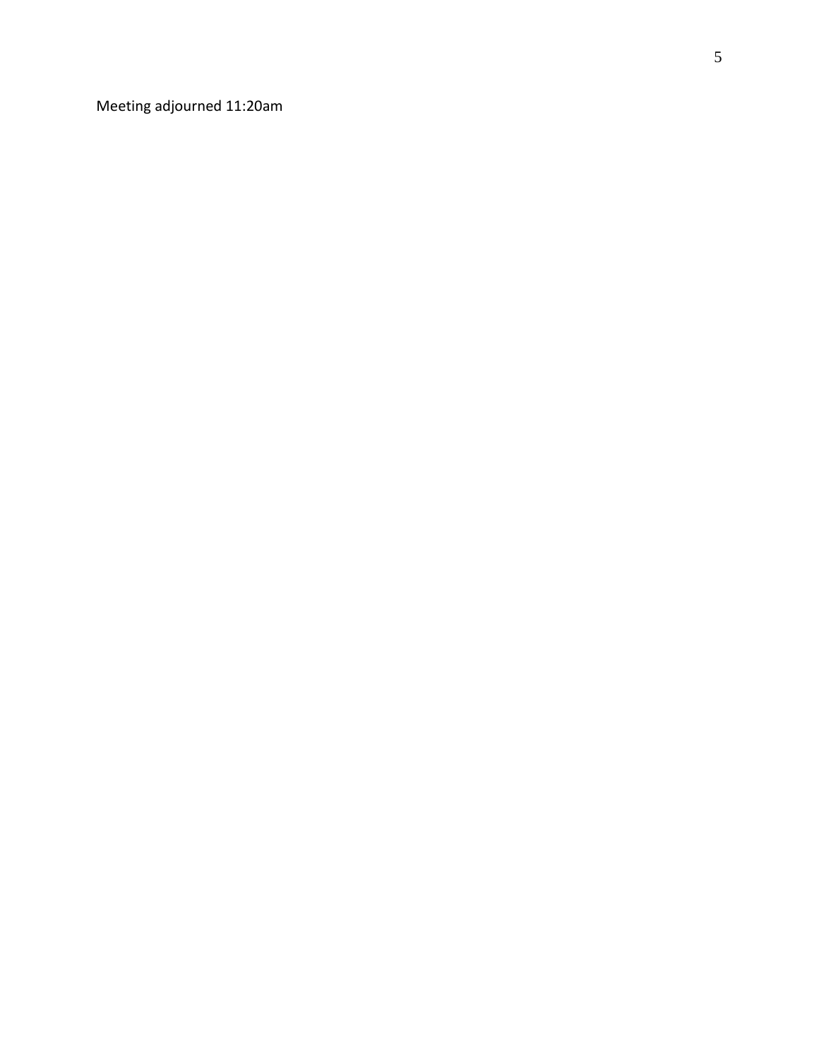Meeting adjourned 11:20am